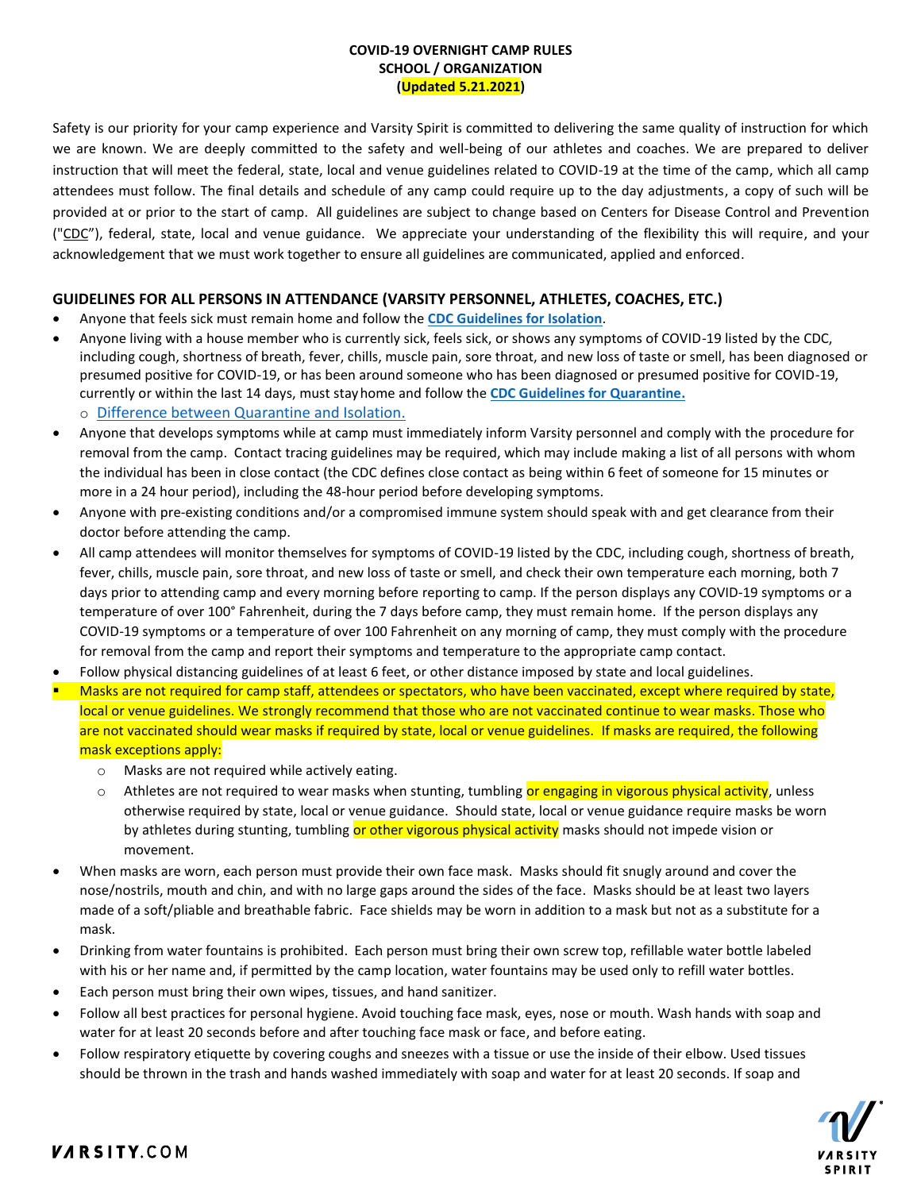**COVID-19 OVERNIGHT CAMP RULES**
**SCHOOL / ORGANIZATION**
**(Updated 5.21.2021)**

Safety is our priority for your camp experience and Varsity Spirit is committed to delivering the same quality of instruction for which we are known. We are deeply committed to the safety and well-being of our athletes and coaches. We are prepared to deliver instruction that will meet the federal, state, local and venue guidelines related to COVID-19 at the time of the camp, which all camp attendees must follow. The final details and schedule of any camp could require up to the day adjustments, a copy of such will be provided at or prior to the start of camp. All guidelines are subject to change based on Centers for Disease Control and Prevention ("CDC"), federal, state, local and venue guidance. We appreciate your understanding of the flexibility this will require, and your acknowledgement that we must work together to ensure all guidelines are communicated, applied and enforced.

## GUIDELINES FOR ALL PERSONS IN ATTENDANCE (VARSITY PERSONNEL, ATHLETES, COACHES, ETC.)

- Anyone that feels sick must remain home and follow the **CDC Guidelines for Isolation**.
- Anyone living with a house member who is currently sick, feels sick, or shows any symptoms of COVID-19 listed by the CDC, including cough, shortness of breath, fever, chills, muscle pain, sore throat, and new loss of taste or smell, has been diagnosed or presumed positive for COVID-19, or has been around someone who has been diagnosed or presumed positive for COVID-19, currently or within the last 14 days, must stay home and follow the **CDC Guidelines for Quarantine.**
  - Difference between Quarantine and Isolation.
- Anyone that develops symptoms while at camp must immediately inform Varsity personnel and comply with the procedure for removal from the camp. Contact tracing guidelines may be required, which may include making a list of all persons with whom the individual has been in close contact (the CDC defines close contact as being within 6 feet of someone for 15 minutes or more in a 24 hour period), including the 48-hour period before developing symptoms.
- Anyone with pre-existing conditions and/or a compromised immune system should speak with and get clearance from their doctor before attending the camp.
- All camp attendees will monitor themselves for symptoms of COVID-19 listed by the CDC, including cough, shortness of breath, fever, chills, muscle pain, sore throat, and new loss of taste or smell, and check their own temperature each morning, both 7 days prior to attending camp and every morning before reporting to camp. If the person displays any COVID-19 symptoms or a temperature of over 100° Fahrenheit, during the 7 days before camp, they must remain home. If the person displays any COVID-19 symptoms or a temperature of over 100 Fahrenheit on any morning of camp, they must comply with the procedure for removal from the camp and report their symptoms and temperature to the appropriate camp contact.
- Follow physical distancing guidelines of at least 6 feet, or other distance imposed by state and local guidelines.
- Masks are not required for camp staff, attendees or spectators, who have been vaccinated, except where required by state, local or venue guidelines. We strongly recommend that those who are not vaccinated continue to wear masks. Those who are not vaccinated should wear masks if required by state, local or venue guidelines. If masks are required, the following mask exceptions apply:
  - Masks are not required while actively eating.
  - Athletes are not required to wear masks when stunting, tumbling or engaging in vigorous physical activity, unless otherwise required by state, local or venue guidance. Should state, local or venue guidance require masks be worn by athletes during stunting, tumbling or other vigorous physical activity masks should not impede vision or movement.
- When masks are worn, each person must provide their own face mask. Masks should fit snugly around and cover the nose/nostrils, mouth and chin, and with no large gaps around the sides of the face. Masks should be at least two layers made of a soft/pliable and breathable fabric. Face shields may be worn in addition to a mask but not as a substitute for a mask.
- Drinking from water fountains is prohibited. Each person must bring their own screw top, refillable water bottle labeled with his or her name and, if permitted by the camp location, water fountains may be used only to refill water bottles.
- Each person must bring their own wipes, tissues, and hand sanitizer.
- Follow all best practices for personal hygiene. Avoid touching face mask, eyes, nose or mouth. Wash hands with soap and water for at least 20 seconds before and after touching face mask or face, and before eating.
- Follow respiratory etiquette by covering coughs and sneezes with a tissue or use the inside of their elbow. Used tissues should be thrown in the trash and hands washed immediately with soap and water for at least 20 seconds. If soap and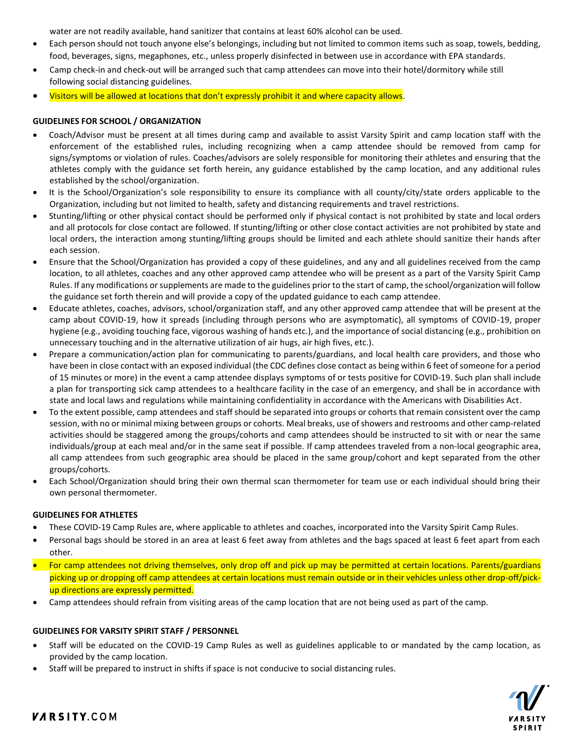water are not readily available, hand sanitizer that contains at least 60% alcohol can be used.

- Each person should not touch anyone else's belongings, including but not limited to common items such as soap, towels, bedding, food, beverages, signs, megaphones, etc., unless properly disinfected in between use in accordance with EPA standards.
- Camp check-in and check-out will be arranged such that camp attendees can move into their hotel/dormitory while still following social distancing guidelines.
- Visitors will be allowed at locations that don't expressly prohibit it and where capacity allows.

**GUIDELINES FOR SCHOOL / ORGANIZATION**

- Coach/Advisor must be present at all times during camp and available to assist Varsity Spirit and camp location staff with the enforcement of the established rules, including recognizing when a camp attendee should be removed from camp for signs/symptoms or violation of rules. Coaches/advisors are solely responsible for monitoring their athletes and ensuring that the athletes comply with the guidance set forth herein, any guidance established by the camp location, and any additional rules established by the school/organization.
- It is the School/Organization's sole responsibility to ensure its compliance with all county/city/state orders applicable to the Organization, including but not limited to health, safety and distancing requirements and travel restrictions.
- Stunting/lifting or other physical contact should be performed only if physical contact is not prohibited by state and local orders and all protocols for close contact are followed. If stunting/lifting or other close contact activities are not prohibited by state and local orders, the interaction among stunting/lifting groups should be limited and each athlete should sanitize their hands after each session.
- Ensure that the School/Organization has provided a copy of these guidelines, and any and all guidelines received from the camp location, to all athletes, coaches and any other approved camp attendee who will be present as a part of the Varsity Spirit Camp Rules. If any modifications or supplements are made to the guidelines prior to the start of camp, the school/organization will follow the guidance set forth therein and will provide a copy of the updated guidance to each camp attendee.
- Educate athletes, coaches, advisors, school/organization staff, and any other approved camp attendee that will be present at the camp about COVID-19, how it spreads (including through persons who are asymptomatic), all symptoms of COVID-19, proper hygiene (e.g., avoiding touching face, vigorous washing of hands etc.), and the importance of social distancing (e.g., prohibition on unnecessary touching and in the alternative utilization of air hugs, air high fives, etc.).
- Prepare a communication/action plan for communicating to parents/guardians, and local health care providers, and those who have been in close contact with an exposed individual (the CDC defines close contact as being within 6 feet of someone for a period of 15 minutes or more) in the event a camp attendee displays symptoms of or tests positive for COVID-19. Such plan shall include a plan for transporting sick camp attendees to a healthcare facility in the case of an emergency, and shall be in accordance with state and local laws and regulations while maintaining confidentiality in accordance with the Americans with Disabilities Act.
- To the extent possible, camp attendees and staff should be separated into groups or cohorts that remain consistent over the camp session, with no or minimal mixing between groups or cohorts. Meal breaks, use of showers and restrooms and other camp-related activities should be staggered among the groups/cohorts and camp attendees should be instructed to sit with or near the same individuals/group at each meal and/or in the same seat if possible. If camp attendees traveled from a non-local geographic area, all camp attendees from such geographic area should be placed in the same group/cohort and kept separated from the other groups/cohorts.
- Each School/Organization should bring their own thermal scan thermometer for team use or each individual should bring their own personal thermometer.

**GUIDELINES FOR ATHLETES**

- These COVID-19 Camp Rules are, where applicable to athletes and coaches, incorporated into the Varsity Spirit Camp Rules.
- Personal bags should be stored in an area at least 6 feet away from athletes and the bags spaced at least 6 feet apart from each other.
- For camp attendees not driving themselves, only drop off and pick up may be permitted at certain locations. Parents/guardians picking up or dropping off camp attendees at certain locations must remain outside or in their vehicles unless other drop-off/pick-up directions are expressly permitted.
- Camp attendees should refrain from visiting areas of the camp location that are not being used as part of the camp.

**GUIDELINES FOR VARSITY SPIRIT STAFF / PERSONNEL**

- Staff will be educated on the COVID-19 Camp Rules as well as guidelines applicable to or mandated by the camp location, as provided by the camp location.
- Staff will be prepared to instruct in shifts if space is not conducive to social distancing rules.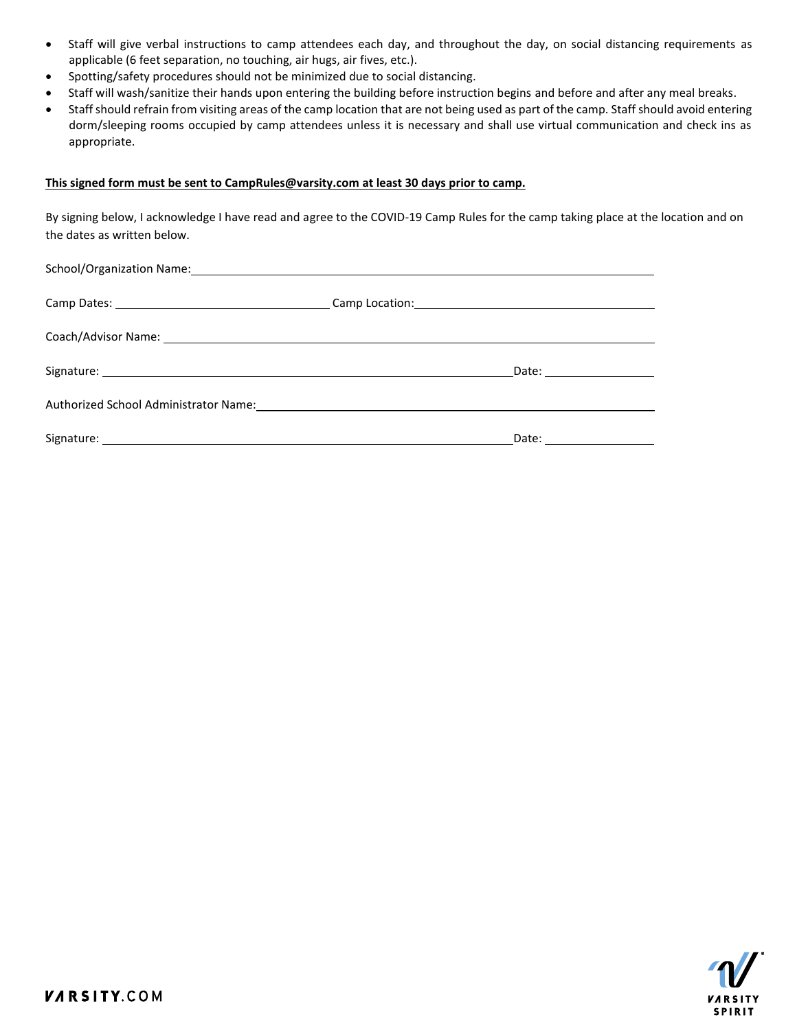- Staff will give verbal instructions to camp attendees each day, and throughout the day, on social distancing requirements as applicable (6 feet separation, no touching, air hugs, air fives, etc.).
- Spotting/safety procedures should not be minimized due to social distancing.
- Staff will wash/sanitize their hands upon entering the building before instruction begins and before and after any meal breaks.
- Staff should refrain from visiting areas of the camp location that are not being used as part of the camp. Staff should avoid entering dorm/sleeping rooms occupied by camp attendees unless it is necessary and shall use virtual communication and check ins as appropriate.

**This signed form must be sent to CampRules@varsity.com at least 30 days prior to camp.**

By signing below, I acknowledge I have read and agree to the COVID-19 Camp Rules for the camp taking place at the location and on the dates as written below.

School/Organization Name: ______________________________________________

Camp Dates: ____________________ Camp Location: ____________________

Coach/Advisor Name: ______________________________________________

Signature: ______________________________________ Date: ______________

Authorized School Administrator Name: ______________________________________________

Signature: ______________________________________ Date: ______________